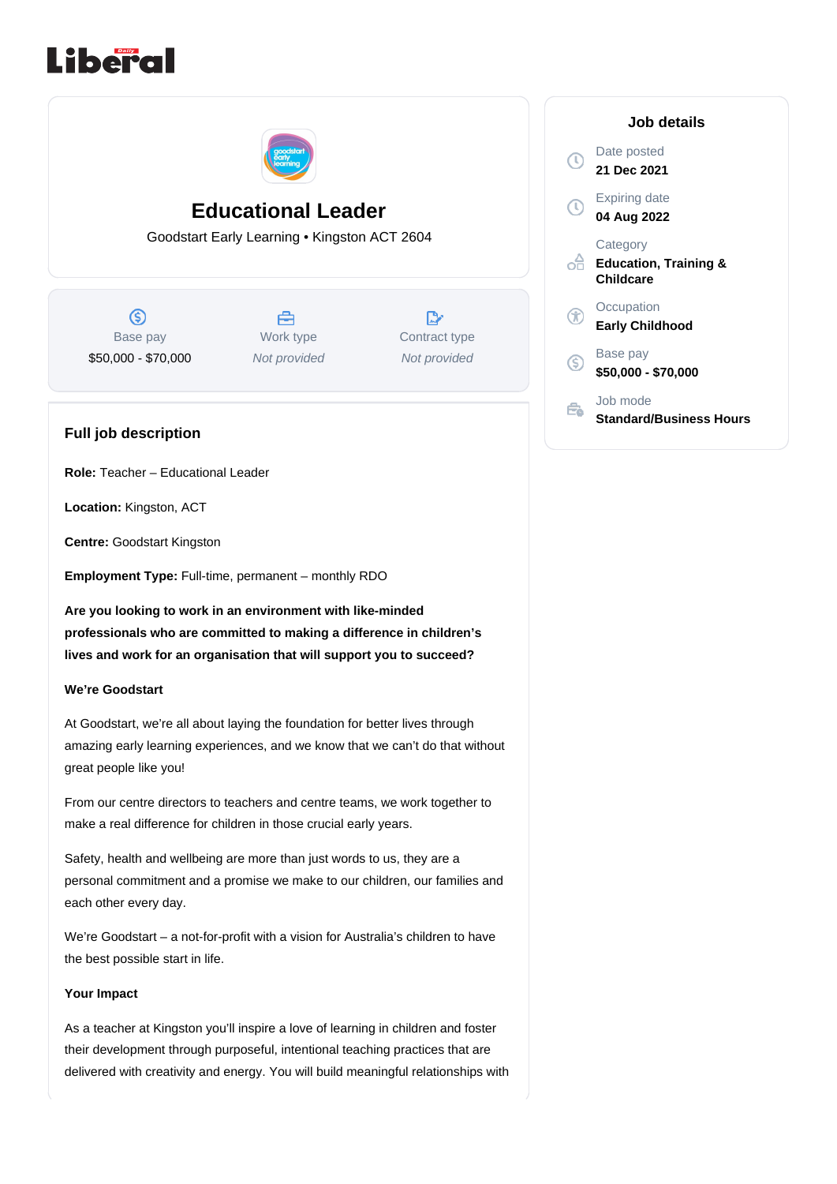# Educational Leader

Goodstart Early Learning • Kingston ACT 2604

| Base pay | Work type | Contract type |
| --- | --- | --- |
| $50,000 - $70,000 | *Not provided* | *Not provided* |

## Job details

Date posted
**21 Dec 2021**

Expiring date
**04 Aug 2022**

Category
**Education, Training & Childcare**

Occupation
**Early Childhood**

Base pay
**$50,000 - $70,000**

Job mode
**Standard/Business Hours**

## Full job description

**Role:** Teacher – Educational Leader

**Location:** Kingston, ACT

**Centre:** Goodstart Kingston

**Employment Type:** Full-time, permanent – monthly RDO

**Are you looking to work in an environment with like-minded professionals who are committed to making a difference in children's lives and work for an organisation that will support you to succeed?**

**We're Goodstart**

At Goodstart, we're all about laying the foundation for better lives through amazing early learning experiences, and we know that we can't do that without great people like you!

From our centre directors to teachers and centre teams, we work together to make a real difference for children in those crucial early years.

Safety, health and wellbeing are more than just words to us, they are a personal commitment and a promise we make to our children, our families and each other every day.

We're Goodstart – a not-for-profit with a vision for Australia's children to have the best possible start in life.

**Your Impact**

As a teacher at Kingston you'll inspire a love of learning in children and foster their development through purposeful, intentional teaching practices that are delivered with creativity and energy. You will build meaningful relationships with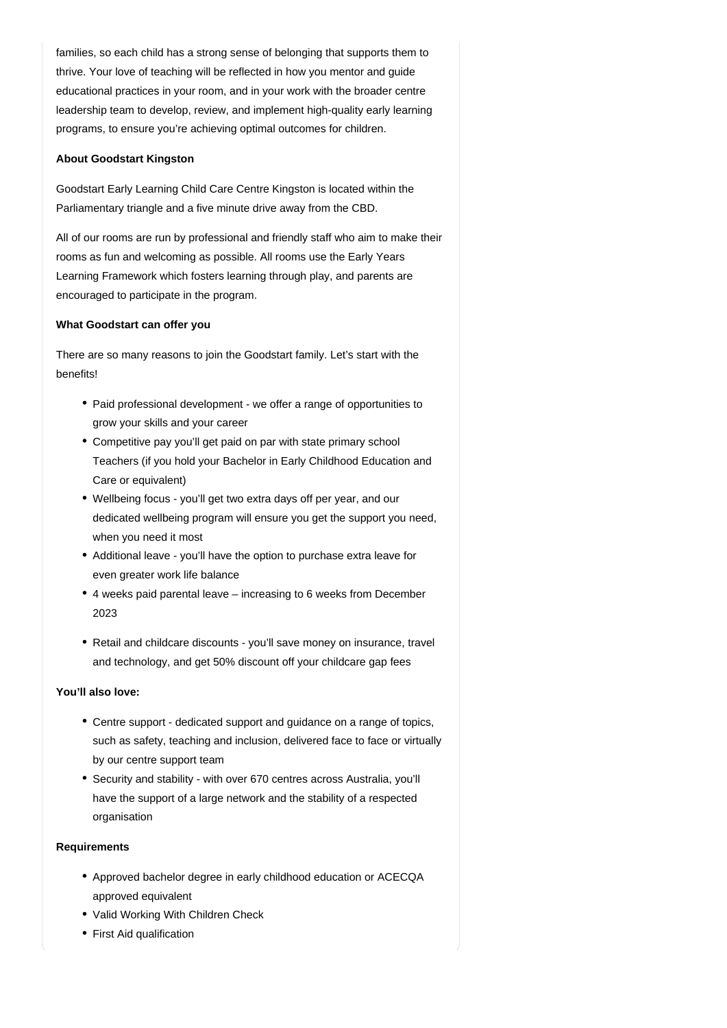families, so each child has a strong sense of belonging that supports them to thrive. Your love of teaching will be reflected in how you mentor and guide educational practices in your room, and in your work with the broader centre leadership team to develop, review, and implement high-quality early learning programs, to ensure you're achieving optimal outcomes for children.

**About Goodstart Kingston**

Goodstart Early Learning Child Care Centre Kingston is located within the Parliamentary triangle and a five minute drive away from the CBD.

All of our rooms are run by professional and friendly staff who aim to make their rooms as fun and welcoming as possible. All rooms use the Early Years Learning Framework which fosters learning through play, and parents are encouraged to participate in the program.

**What Goodstart can offer you**

There are so many reasons to join the Goodstart family. Let's start with the benefits!

- Paid professional development - we offer a range of opportunities to grow your skills and your career
- Competitive pay you'll get paid on par with state primary school Teachers (if you hold your Bachelor in Early Childhood Education and Care or equivalent)
- Wellbeing focus - you'll get two extra days off per year, and our dedicated wellbeing program will ensure you get the support you need, when you need it most
- Additional leave - you'll have the option to purchase extra leave for even greater work life balance
- 4 weeks paid parental leave – increasing to 6 weeks from December 2023
- Retail and childcare discounts - you'll save money on insurance, travel and technology, and get 50% discount off your childcare gap fees

**You'll also love:**

- Centre support - dedicated support and guidance on a range of topics, such as safety, teaching and inclusion, delivered face to face or virtually by our centre support team
- Security and stability - with over 670 centres across Australia, you'll have the support of a large network and the stability of a respected organisation

**Requirements**

- Approved bachelor degree in early childhood education or ACECQA approved equivalent
- Valid Working With Children Check
- First Aid qualification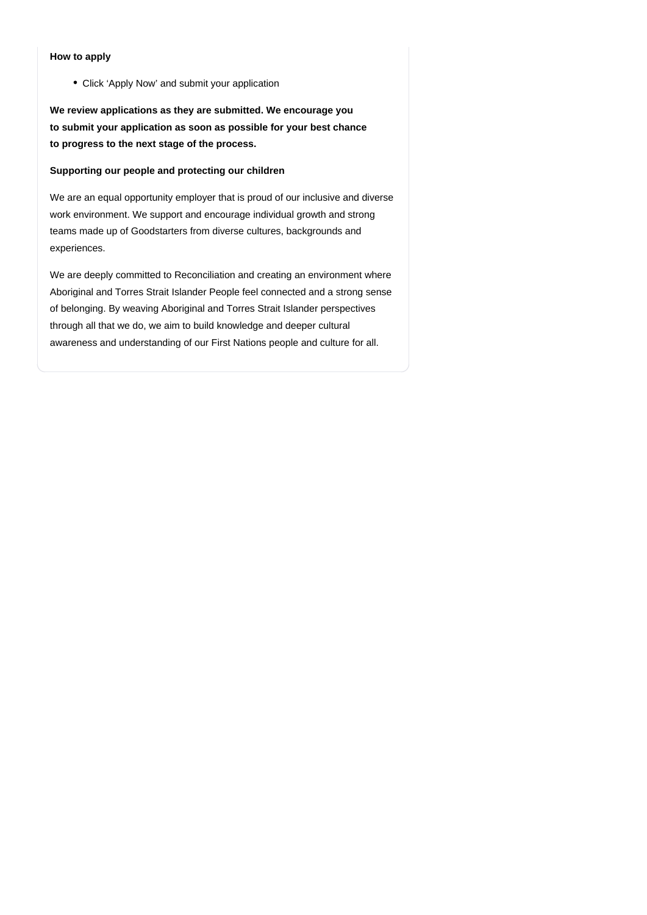**How to apply**

- Click 'Apply Now' and submit your application

**We review applications as they are submitted. We encourage you to submit your application as soon as possible for your best chance to progress to the next stage of the process.**

**Supporting our people and protecting our children**

We are an equal opportunity employer that is proud of our inclusive and diverse work environment. We support and encourage individual growth and strong teams made up of Goodstarters from diverse cultures, backgrounds and experiences.

We are deeply committed to Reconciliation and creating an environment where Aboriginal and Torres Strait Islander People feel connected and a strong sense of belonging. By weaving Aboriginal and Torres Strait Islander perspectives through all that we do, we aim to build knowledge and deeper cultural awareness and understanding of our First Nations people and culture for all.